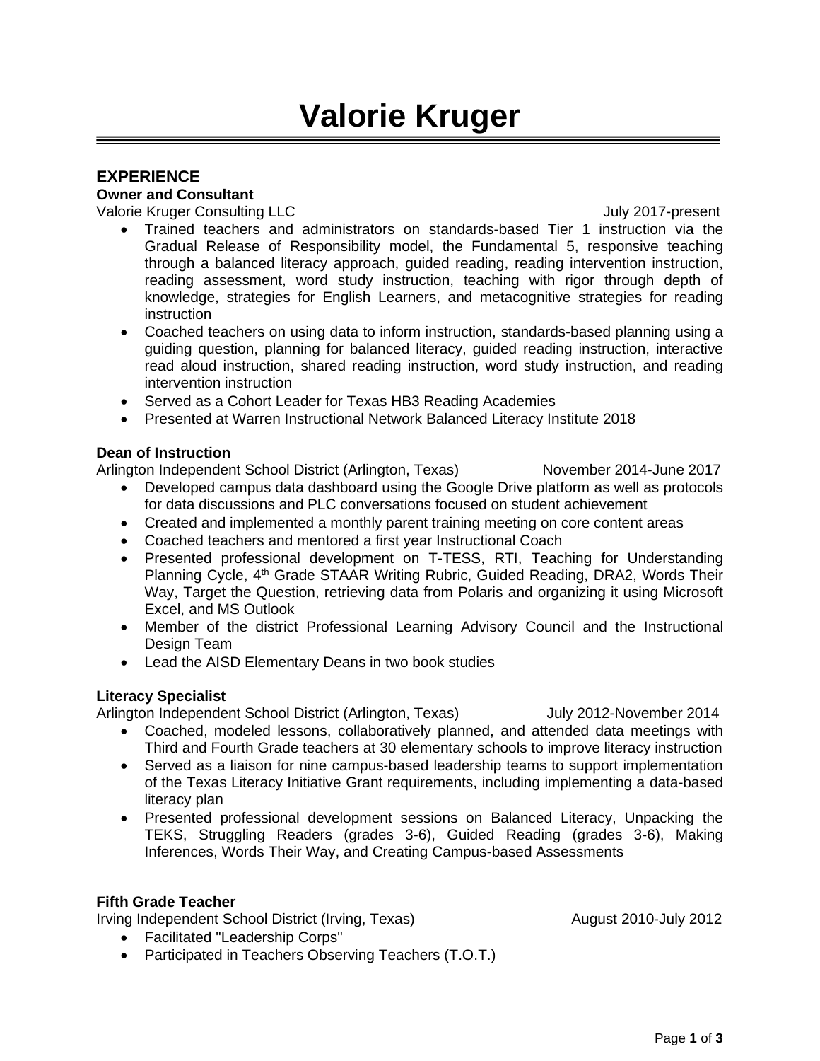# Valorie Kruger

## EXPERIENCE

**Owner and Consultant**
Valorie Kruger Consulting LLC — July 2017-present

- Trained teachers and administrators on standards-based Tier 1 instruction via the Gradual Release of Responsibility model, the Fundamental 5, responsive teaching through a balanced literacy approach, guided reading, reading intervention instruction, reading assessment, word study instruction, teaching with rigor through depth of knowledge, strategies for English Learners, and metacognitive strategies for reading instruction
- Coached teachers on using data to inform instruction, standards-based planning using a guiding question, planning for balanced literacy, guided reading instruction, interactive read aloud instruction, shared reading instruction, word study instruction, and reading intervention instruction
- Served as a Cohort Leader for Texas HB3 Reading Academies
- Presented at Warren Instructional Network Balanced Literacy Institute 2018

**Dean of Instruction**
Arlington Independent School District (Arlington, Texas) — November 2014-June 2017

- Developed campus data dashboard using the Google Drive platform as well as protocols for data discussions and PLC conversations focused on student achievement
- Created and implemented a monthly parent training meeting on core content areas
- Coached teachers and mentored a first year Instructional Coach
- Presented professional development on T-TESS, RTI, Teaching for Understanding Planning Cycle, 4th Grade STAAR Writing Rubric, Guided Reading, DRA2, Words Their Way, Target the Question, retrieving data from Polaris and organizing it using Microsoft Excel, and MS Outlook
- Member of the district Professional Learning Advisory Council and the Instructional Design Team
- Lead the AISD Elementary Deans in two book studies

**Literacy Specialist**
Arlington Independent School District (Arlington, Texas) — July 2012-November 2014

- Coached, modeled lessons, collaboratively planned, and attended data meetings with Third and Fourth Grade teachers at 30 elementary schools to improve literacy instruction
- Served as a liaison for nine campus-based leadership teams to support implementation of the Texas Literacy Initiative Grant requirements, including implementing a data-based literacy plan
- Presented professional development sessions on Balanced Literacy, Unpacking the TEKS, Struggling Readers (grades 3-6), Guided Reading (grades 3-6), Making Inferences, Words Their Way, and Creating Campus-based Assessments

**Fifth Grade Teacher**
Irving Independent School District (Irving, Texas) — August 2010-July 2012

- Facilitated "Leadership Corps"
- Participated in Teachers Observing Teachers (T.O.T.)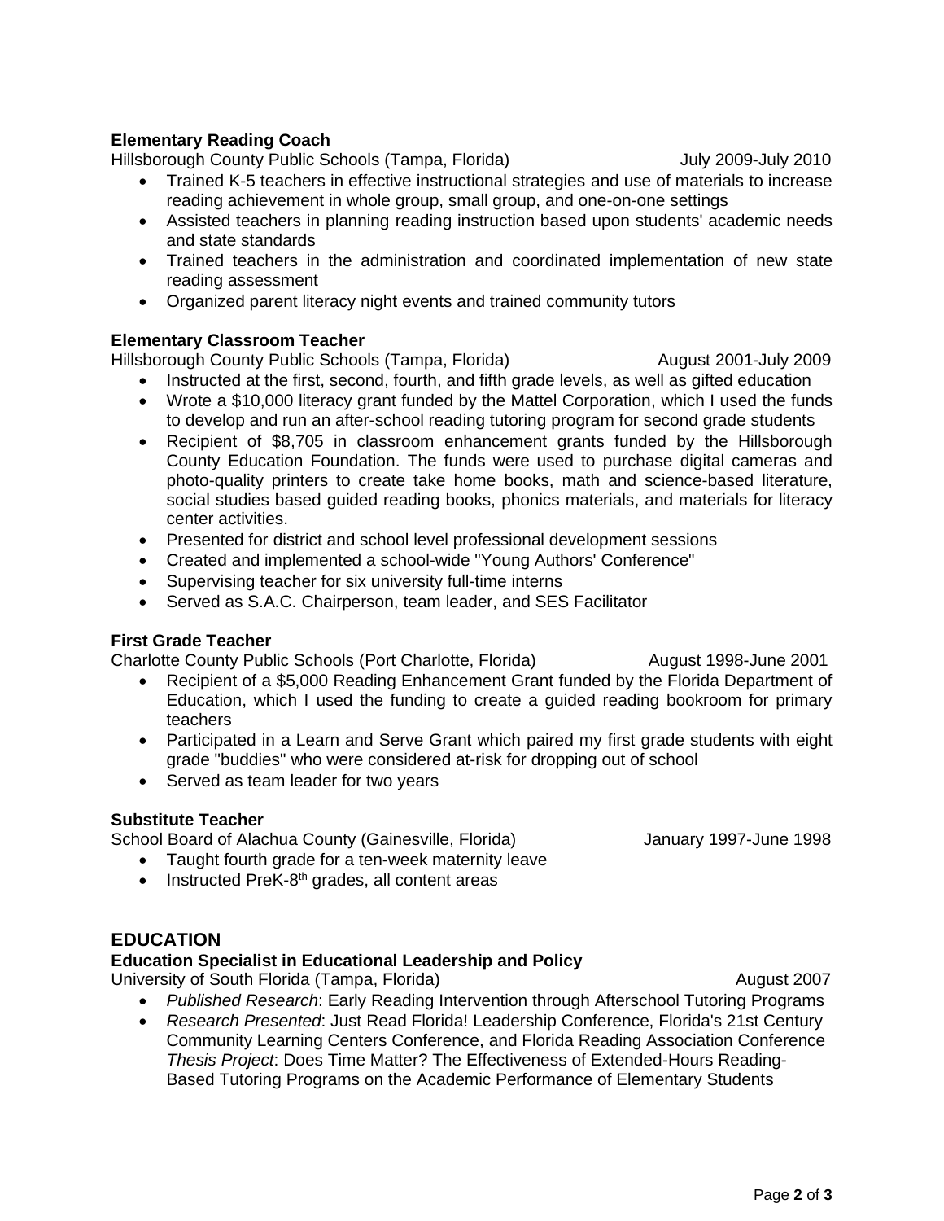**Elementary Reading Coach**
Hillsborough County Public Schools (Tampa, Florida) July 2009-July 2010

- Trained K-5 teachers in effective instructional strategies and use of materials to increase reading achievement in whole group, small group, and one-on-one settings
- Assisted teachers in planning reading instruction based upon students' academic needs and state standards
- Trained teachers in the administration and coordinated implementation of new state reading assessment
- Organized parent literacy night events and trained community tutors

**Elementary Classroom Teacher**
Hillsborough County Public Schools (Tampa, Florida) August 2001-July 2009

- Instructed at the first, second, fourth, and fifth grade levels, as well as gifted education
- Wrote a $10,000 literacy grant funded by the Mattel Corporation, which I used the funds to develop and run an after-school reading tutoring program for second grade students
- Recipient of $8,705 in classroom enhancement grants funded by the Hillsborough County Education Foundation. The funds were used to purchase digital cameras and photo-quality printers to create take home books, math and science-based literature, social studies based guided reading books, phonics materials, and materials for literacy center activities.
- Presented for district and school level professional development sessions
- Created and implemented a school-wide "Young Authors' Conference"
- Supervising teacher for six university full-time interns
- Served as S.A.C. Chairperson, team leader, and SES Facilitator

**First Grade Teacher**
Charlotte County Public Schools (Port Charlotte, Florida) August 1998-June 2001

- Recipient of a $5,000 Reading Enhancement Grant funded by the Florida Department of Education, which I used the funding to create a guided reading bookroom for primary teachers
- Participated in a Learn and Serve Grant which paired my first grade students with eight grade "buddies" who were considered at-risk for dropping out of school
- Served as team leader for two years

**Substitute Teacher**
School Board of Alachua County (Gainesville, Florida) January 1997-June 1998

- Taught fourth grade for a ten-week maternity leave
- Instructed PreK-8th grades, all content areas

## EDUCATION

**Education Specialist in Educational Leadership and Policy**
University of South Florida (Tampa, Florida) August 2007

- *Published Research*: Early Reading Intervention through Afterschool Tutoring Programs
- *Research Presented*: Just Read Florida! Leadership Conference, Florida's 21st Century Community Learning Centers Conference, and Florida Reading Association Conference
  *Thesis Project*: Does Time Matter? The Effectiveness of Extended-Hours Reading-Based Tutoring Programs on the Academic Performance of Elementary Students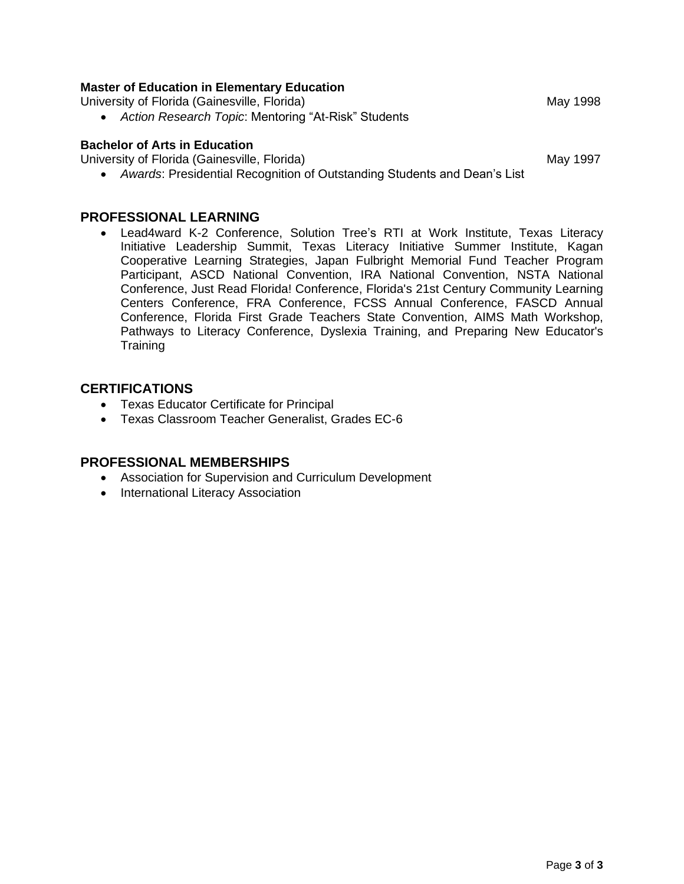**Master of Education in Elementary Education**

University of Florida (Gainesville, Florida) May 1998

- *Action Research Topic*: Mentoring "At-Risk" Students

**Bachelor of Arts in Education**

University of Florida (Gainesville, Florida) May 1997

- *Awards*: Presidential Recognition of Outstanding Students and Dean's List

## PROFESSIONAL LEARNING

- Lead4ward K-2 Conference, Solution Tree's RTI at Work Institute, Texas Literacy Initiative Leadership Summit, Texas Literacy Initiative Summer Institute, Kagan Cooperative Learning Strategies, Japan Fulbright Memorial Fund Teacher Program Participant, ASCD National Convention, IRA National Convention, NSTA National Conference, Just Read Florida! Conference, Florida's 21st Century Community Learning Centers Conference, FRA Conference, FCSS Annual Conference, FASCD Annual Conference, Florida First Grade Teachers State Convention, AIMS Math Workshop, Pathways to Literacy Conference, Dyslexia Training, and Preparing New Educator's Training

## CERTIFICATIONS

- Texas Educator Certificate for Principal
- Texas Classroom Teacher Generalist, Grades EC-6

## PROFESSIONAL MEMBERSHIPS

- Association for Supervision and Curriculum Development
- International Literacy Association